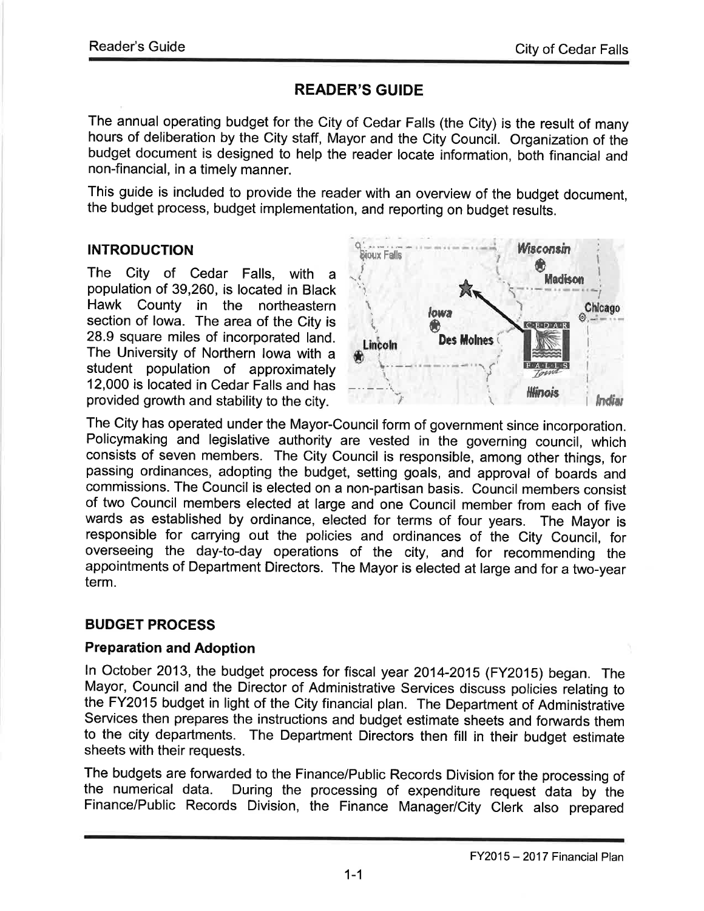# READER'S GUIDE

The annual operating budget for the City of Cedar Falls (the City) is the result of many hours of deliberation by the City staff, Mayor and the City Council. Organization of the budget document is designed to help the reader locate information, both financial and non-financial, in a timely manner.

This guide is included to provide the reader with an overview of the budget document, the budget process, budget implementation, and reporting on budget results.

## INTRODUCTION

The City of Cedar Falls, with a population of 39,260, is located in Black Hawk County in the northeastern section of Iowa. The area of the City is 28.9 square miles of incorporated land. The University of Northern Iowa with a student population of approximately 12,000 is located in Cedar Falls and has provided growth and stability to the city.

The City has operated under the Mayor-Council form of government since incorporation. Policymaking and legislative authority are vested in the governing council, which consists of seven members. The City Council is responsible, among other things, for passing ordinances, adopting the budget, setting goals, and approval of boards and commissions. The Council is elected on a non-partisan basis. Council members consist of two Council members elected at large and one Council member from each of five wards as established by ordinance, elected for terms of four years. The Mayor is responsible for carrying out the policies and ordinances of the City Council, for overseeing the day-to-day operations of the city, and for recommending the appointments of Department Directors. The Mayor is elected at large and for a two-year term.

## BUDGET PROCESS

### Preparation and Adoption

In October 2013, the budget process for fiscal year 2014-2015 (FY2015) began. The Mayor, Council and the Director of Administrative Services discuss policies relating to the FY2015 budget in light of the City financial plan. The Department of Administrative Services then prepares the instructions and budget estimate sheets and forwards them to the city departments. The Department Directors then fill in their budget estimate sheets with their requests.

The budgets are forwarded to the Finance/Public Records Division for the processing of the numerical data. During the processing of expenditure request data by the Finance/Public Records Division, the Finance Manager/City Clerk also prepared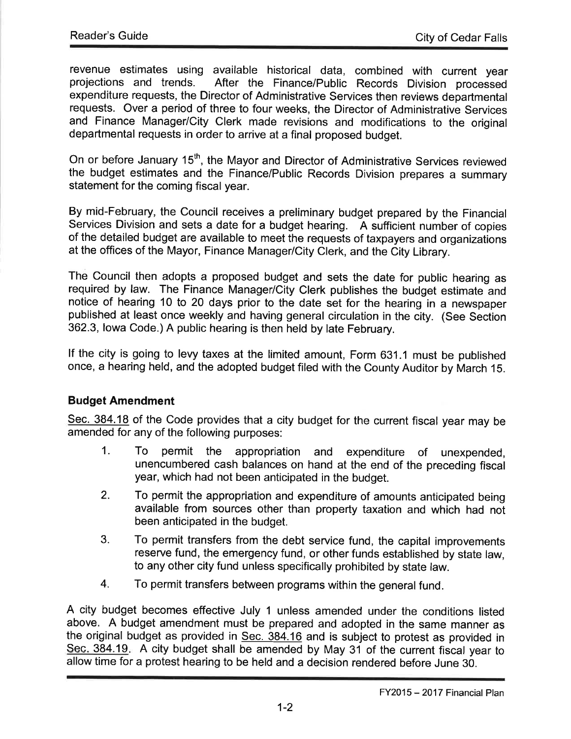revenue estimates using available historical data, combined with current year projections and trends. After the Finance/Public Records Division processed expenditure requests, the Director of Administrative Services then reviews departmental requests. Over a period of three to four weeks, the Director of Administrative Services and Finance Manager/City Clerk made revisions and modifications to the original departmental requests in order to arrive at a final proposed budget.

On or before January 15th, the Mayor and Director of Administrative Services reviewed the budget estimates and the Finance/Public Records Division prepares a summary statement for the coming fiscal year.

By mid-February, the Council receives a preliminary budget prepared by the Financial Services Division and sets a date for a budget hearing. A sufficient number of copies of the detailed budget are available to meet the requests of taxpayers and organizations at the offices of the Mayor, Finance Manager/City Clerk, and the City Library.

The Council then adopts a proposed budget and sets the date for public hearing as required by law. The Finance Manager/City Clerk publishes the budget estimate and notice of hearing 10 to 20 days prior to the date set for the hearing in a newspaper published at least once weekly and having general circulation in the city. (See Section 362.3, Iowa Code.) A public hearing is then held by late February.

If the city is going to levy taxes at the limited amount, Form 631.1 must be published once, a hearing held, and the adopted budget filed with the County Auditor by March 15.

### Budget Amendment

Sec. 384.18 of the Code provides that a city budget for the current fiscal year may be amended for any of the following purposes:

1. To permit the appropriation and expenditure of unexpended, unencumbered cash balances on hand at the end of the preceding fiscal year, which had not been anticipated in the budget.
2. To permit the appropriation and expenditure of amounts anticipated being available from sources other than property taxation and which had not been anticipated in the budget.
3. To permit transfers from the debt service fund, the capital improvements reserve fund, the emergency fund, or other funds established by state law, to any other city fund unless specifically prohibited by state law.
4. To permit transfers between programs within the general fund.

A city budget becomes effective July 1 unless amended under the conditions listed above. A budget amendment must be prepared and adopted in the same manner as the original budget as provided in Sec. 384.16 and is subject to protest as provided in Sec. 384.19. A city budget shall be amended by May 31 of the current fiscal year to allow time for a protest hearing to be held and a decision rendered before June 30.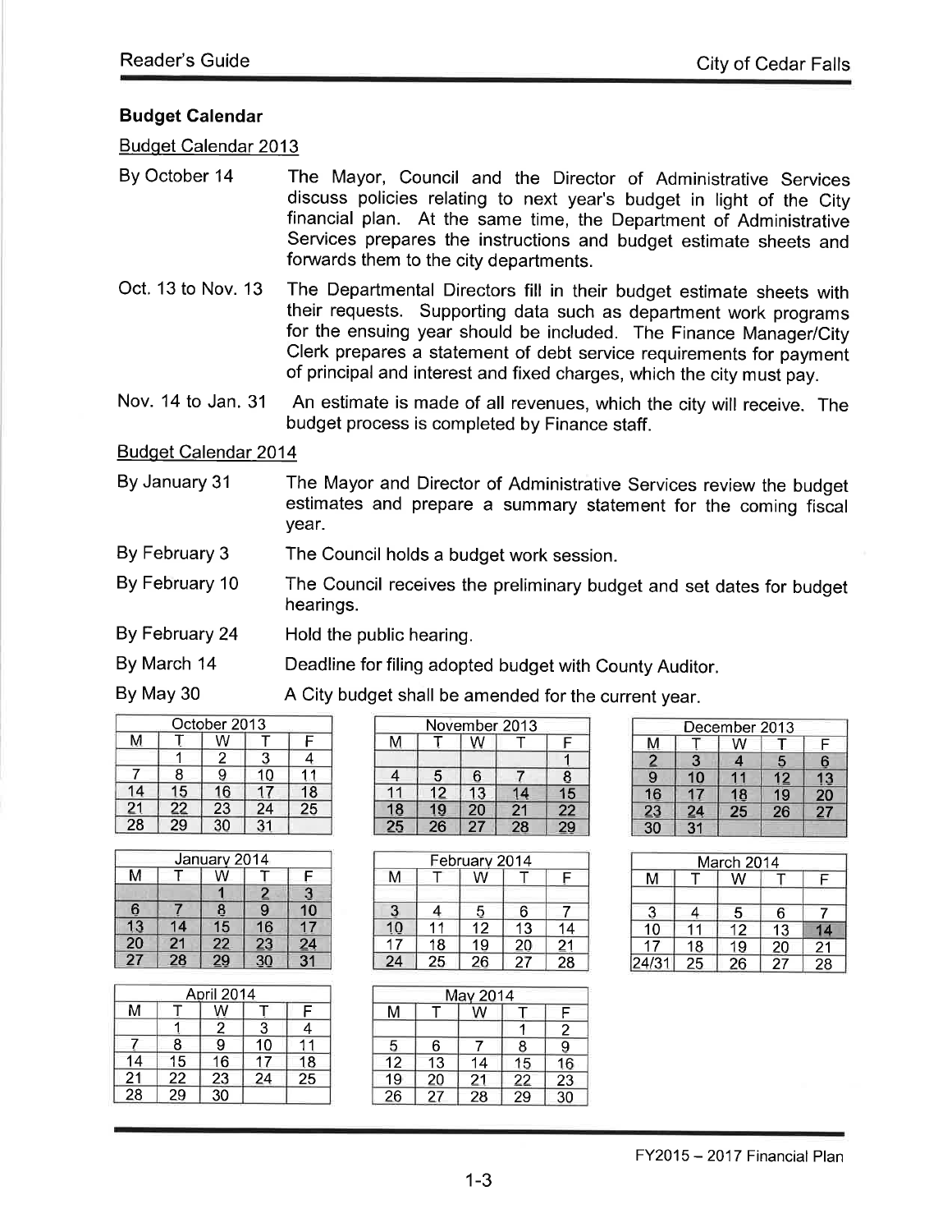## Budget Calendar

### Budget Calendar 2013

| | |
|---|---|
| By October 14 | The Mayor, Council and the Director of Administrative Services discuss policies relating to next year's budget in light of the City financial plan. At the same time, the Department of Administrative Services prepares the instructions and budget estimate sheets and forwards them to the city departments. |
| Oct. 13 to Nov. 13 | The Departmental Directors fill in their budget estimate sheets with their requests. Supporting data such as department work programs for the ensuing year should be included. The Finance Manager/City Clerk prepares a statement of debt service requirements for payment of principal and interest and fixed charges, which the city must pay. |
| Nov. 14 to Jan. 31 | An estimate is made of all revenues, which the city will receive. The budget process is completed by Finance staff. |

### Budget Calendar 2014

| | |
|---|---|
| By January 31 | The Mayor and Director of Administrative Services review the budget estimates and prepare a summary statement for the coming fiscal year. |
| By February 3 | The Council holds a budget work session. |
| By February 10 | The Council receives the preliminary budget and set dates for budget hearings. |
| By February 24 | Hold the public hearing. |
| By March 14 | Deadline for filing adopted budget with County Auditor. |
| By May 30 | A City budget shall be amended for the current year. |

| October 2013 | | | | |
|---|---|---|---|---|
| M | T | W | T | F |
| | 1 | 2 | 3 | 4 |
| 7 | 8 | 9 | 10 | 11 |
| 14 | 15 | 16 | 17 | 18 |
| 21 | 22 | 23 | 24 | 25 |
| 28 | 29 | 30 | 31 | |

| November 2013 | | | | |
|---|---|---|---|---|
| M | T | W | T | F |
| | | | | 1 |
| 4 | 5 | 6 | 7 | 8 |
| 11 | 12 | 13 | 14 | 15 |
| 18 | 19 | 20 | 21 | 22 |
| 25 | 26 | 27 | 28 | 29 |

| December 2013 | | | | |
|---|---|---|---|---|
| M | T | W | T | F |
| 2 | 3 | 4 | 5 | 6 |
| 9 | 10 | 11 | 12 | 13 |
| 16 | 17 | 18 | 19 | 20 |
| 23 | 24 | 25 | 26 | 27 |
| 30 | 31 | | | |

| January 2014 | | | | |
|---|---|---|---|---|
| M | T | W | T | F |
| | | 1 | 2 | 3 |
| 6 | 7 | 8 | 9 | 10 |
| 13 | 14 | 15 | 16 | 17 |
| 20 | 21 | 22 | 23 | 24 |
| 27 | 28 | 29 | 30 | 31 |

| February 2014 | | | | |
|---|---|---|---|---|
| M | T | W | T | F |
| | | | | |
| 3 | 4 | 5 | 6 | 7 |
| 10 | 11 | 12 | 13 | 14 |
| 17 | 18 | 19 | 20 | 21 |
| 24 | 25 | 26 | 27 | 28 |

| March 2014 | | | | |
|---|---|---|---|---|
| M | T | W | T | F |
| | | | | |
| 3 | 4 | 5 | 6 | 7 |
| 10 | 11 | 12 | 13 | 14 |
| 17 | 18 | 19 | 20 | 21 |
| 24/31 | 25 | 26 | 27 | 28 |

| April 2014 | | | | |
|---|---|---|---|---|
| M | T | W | T | F |
| | 1 | 2 | 3 | 4 |
| 7 | 8 | 9 | 10 | 11 |
| 14 | 15 | 16 | 17 | 18 |
| 21 | 22 | 23 | 24 | 25 |
| 28 | 29 | 30 | | |

| May 2014 | | | | |
|---|---|---|---|---|
| M | T | W | T | F |
| | | | 1 | 2 |
| 5 | 6 | 7 | 8 | 9 |
| 12 | 13 | 14 | 15 | 16 |
| 19 | 20 | 21 | 22 | 23 |
| 26 | 27 | 28 | 29 | 30 |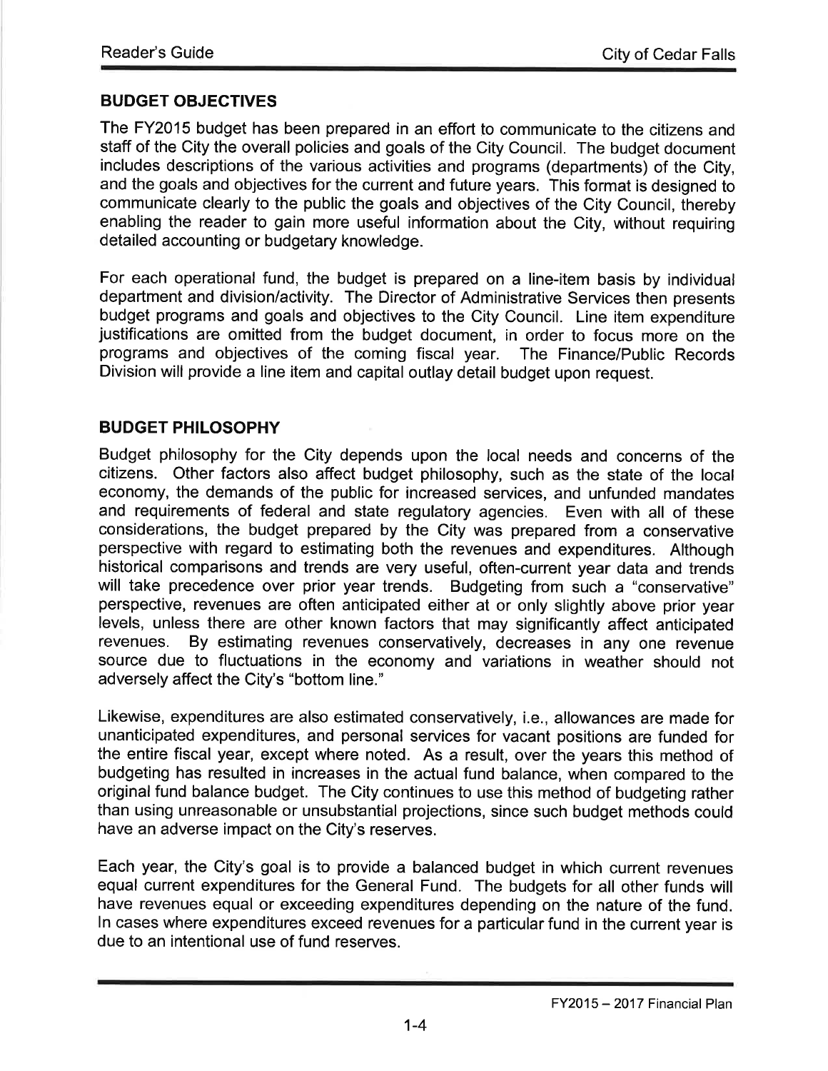## BUDGET OBJECTIVES

The FY2015 budget has been prepared in an effort to communicate to the citizens and staff of the City the overall policies and goals of the City Council. The budget document includes descriptions of the various activities and programs (departments) of the City, and the goals and objectives for the current and future years. This format is designed to communicate clearly to the public the goals and objectives of the City Council, thereby enabling the reader to gain more useful information about the City, without requiring detailed accounting or budgetary knowledge.

For each operational fund, the budget is prepared on a line-item basis by individual department and division/activity. The Director of Administrative Services then presents budget programs and goals and objectives to the City Council. Line item expenditure justifications are omitted from the budget document, in order to focus more on the programs and objectives of the coming fiscal year. The Finance/Public Records Division will provide a line item and capital outlay detail budget upon request.

## BUDGET PHILOSOPHY

Budget philosophy for the City depends upon the local needs and concerns of the citizens. Other factors also affect budget philosophy, such as the state of the local economy, the demands of the public for increased services, and unfunded mandates and requirements of federal and state regulatory agencies. Even with all of these considerations, the budget prepared by the City was prepared from a conservative perspective with regard to estimating both the revenues and expenditures. Although historical comparisons and trends are very useful, often-current year data and trends will take precedence over prior year trends. Budgeting from such a "conservative" perspective, revenues are often anticipated either at or only slightly above prior year levels, unless there are other known factors that may significantly affect anticipated revenues. By estimating revenues conservatively, decreases in any one revenue source due to fluctuations in the economy and variations in weather should not adversely affect the City's "bottom line."

Likewise, expenditures are also estimated conservatively, i.e., allowances are made for unanticipated expenditures, and personal services for vacant positions are funded for the entire fiscal year, except where noted. As a result, over the years this method of budgeting has resulted in increases in the actual fund balance, when compared to the original fund balance budget. The City continues to use this method of budgeting rather than using unreasonable or unsubstantial projections, since such budget methods could have an adverse impact on the City's reserves.

Each year, the City's goal is to provide a balanced budget in which current revenues equal current expenditures for the General Fund. The budgets for all other funds will have revenues equal or exceeding expenditures depending on the nature of the fund. In cases where expenditures exceed revenues for a particular fund in the current year is due to an intentional use of fund reserves.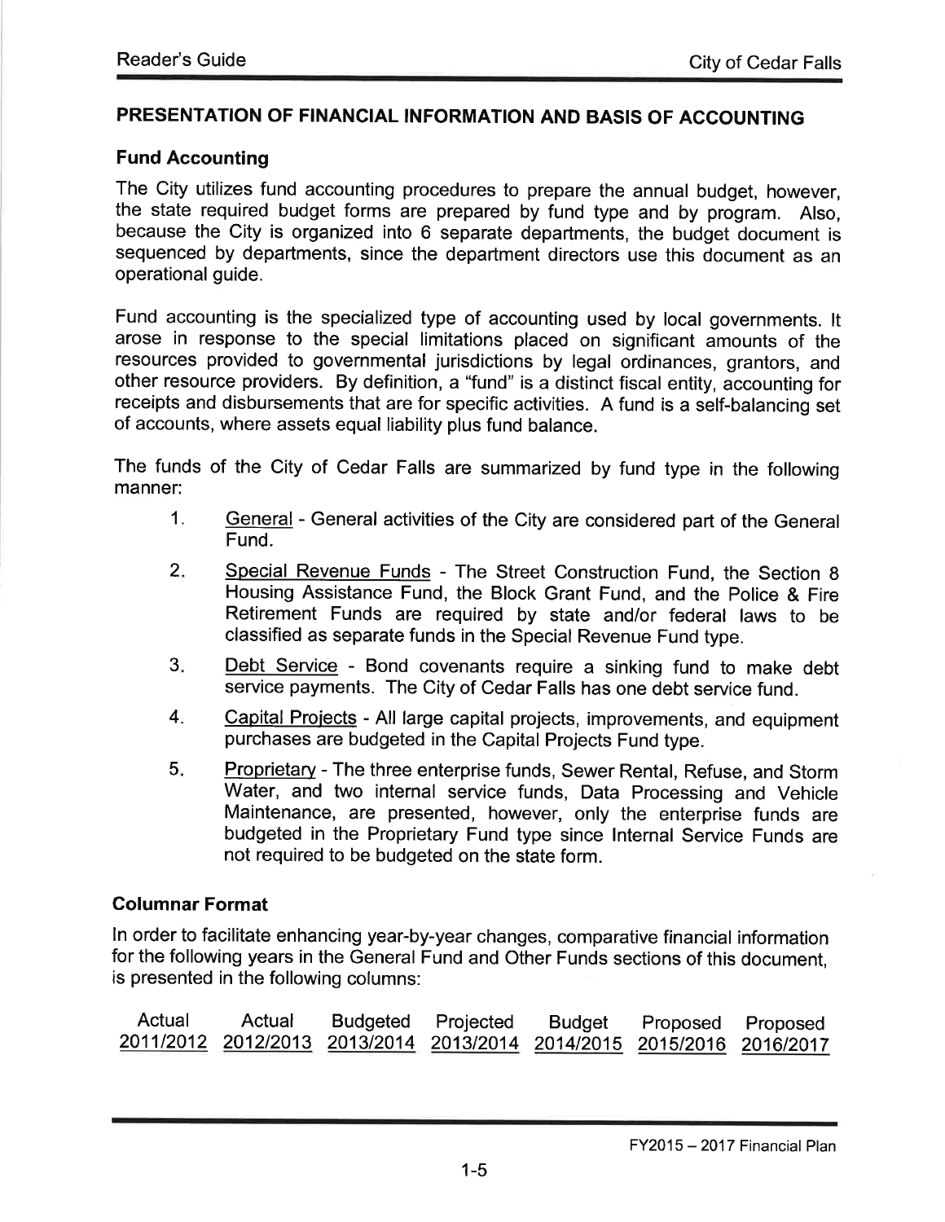## PRESENTATION OF FINANCIAL INFORMATION AND BASIS OF ACCOUNTING

### Fund Accounting

The City utilizes fund accounting procedures to prepare the annual budget, however, the state required budget forms are prepared by fund type and by program. Also, because the City is organized into 6 separate departments, the budget document is sequenced by departments, since the department directors use this document as an operational guide.

Fund accounting is the specialized type of accounting used by local governments. It arose in response to the special limitations placed on significant amounts of the resources provided to governmental jurisdictions by legal ordinances, grantors, and other resource providers. By definition, a "fund" is a distinct fiscal entity, accounting for receipts and disbursements that are for specific activities. A fund is a self-balancing set of accounts, where assets equal liability plus fund balance.

The funds of the City of Cedar Falls are summarized by fund type in the following manner:

1. General - General activities of the City are considered part of the General Fund.
2. Special Revenue Funds - The Street Construction Fund, the Section 8 Housing Assistance Fund, the Block Grant Fund, and the Police & Fire Retirement Funds are required by state and/or federal laws to be classified as separate funds in the Special Revenue Fund type.
3. Debt Service - Bond covenants require a sinking fund to make debt service payments. The City of Cedar Falls has one debt service fund.
4. Capital Projects - All large capital projects, improvements, and equipment purchases are budgeted in the Capital Projects Fund type.
5. Proprietary - The three enterprise funds, Sewer Rental, Refuse, and Storm Water, and two internal service funds, Data Processing and Vehicle Maintenance, are presented, however, only the enterprise funds are budgeted in the Proprietary Fund type since Internal Service Funds are not required to be budgeted on the state form.

### Columnar Format

In order to facilitate enhancing year-by-year changes, comparative financial information for the following years in the General Fund and Other Funds sections of this document, is presented in the following columns:

| Actual 2011/2012 | Actual 2012/2013 | Budgeted 2013/2014 | Projected 2013/2014 | Budget 2014/2015 | Proposed 2015/2016 | Proposed 2016/2017 |
|---|---|---|---|---|---|---|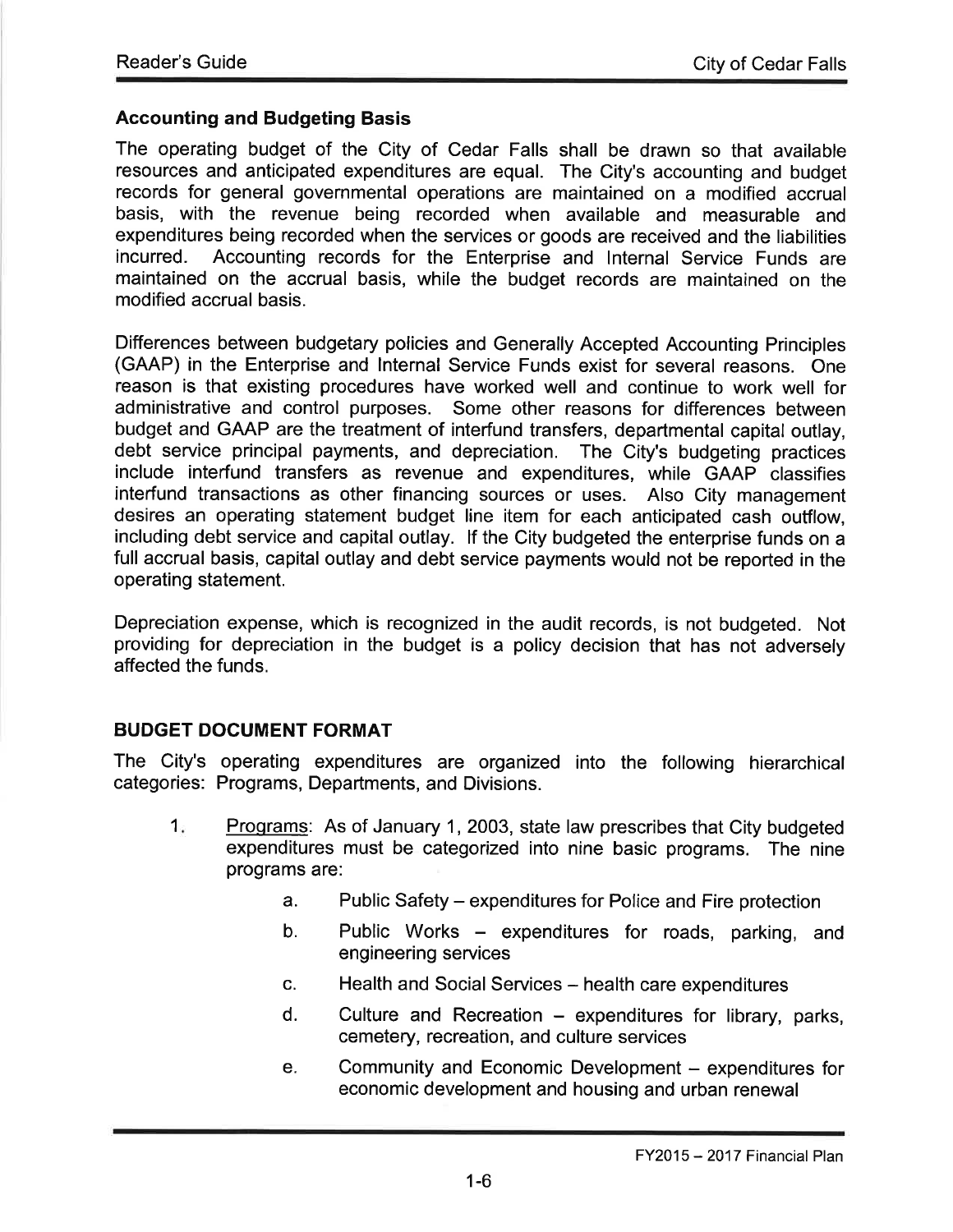### Accounting and Budgeting Basis

The operating budget of the City of Cedar Falls shall be drawn so that available resources and anticipated expenditures are equal. The City's accounting and budget records for general governmental operations are maintained on a modified accrual basis, with the revenue being recorded when available and measurable and expenditures being recorded when the services or goods are received and the liabilities incurred. Accounting records for the Enterprise and Internal Service Funds are maintained on the accrual basis, while the budget records are maintained on the modified accrual basis.

Differences between budgetary policies and Generally Accepted Accounting Principles (GAAP) in the Enterprise and Internal Service Funds exist for several reasons. One reason is that existing procedures have worked well and continue to work well for administrative and control purposes. Some other reasons for differences between budget and GAAP are the treatment of interfund transfers, departmental capital outlay, debt service principal payments, and depreciation. The City's budgeting practices include interfund transfers as revenue and expenditures, while GAAP classifies interfund transactions as other financing sources or uses. Also City management desires an operating statement budget line item for each anticipated cash outflow, including debt service and capital outlay. If the City budgeted the enterprise funds on a full accrual basis, capital outlay and debt service payments would not be reported in the operating statement.

Depreciation expense, which is recognized in the audit records, is not budgeted. Not providing for depreciation in the budget is a policy decision that has not adversely affected the funds.

### BUDGET DOCUMENT FORMAT

The City's operating expenditures are organized into the following hierarchical categories: Programs, Departments, and Divisions.

1. Programs: As of January 1, 2003, state law prescribes that City budgeted expenditures must be categorized into nine basic programs. The nine programs are:
    a. Public Safety – expenditures for Police and Fire protection
    b. Public Works – expenditures for roads, parking, and engineering services
    c. Health and Social Services – health care expenditures
    d. Culture and Recreation – expenditures for library, parks, cemetery, recreation, and culture services
    e. Community and Economic Development – expenditures for economic development and housing and urban renewal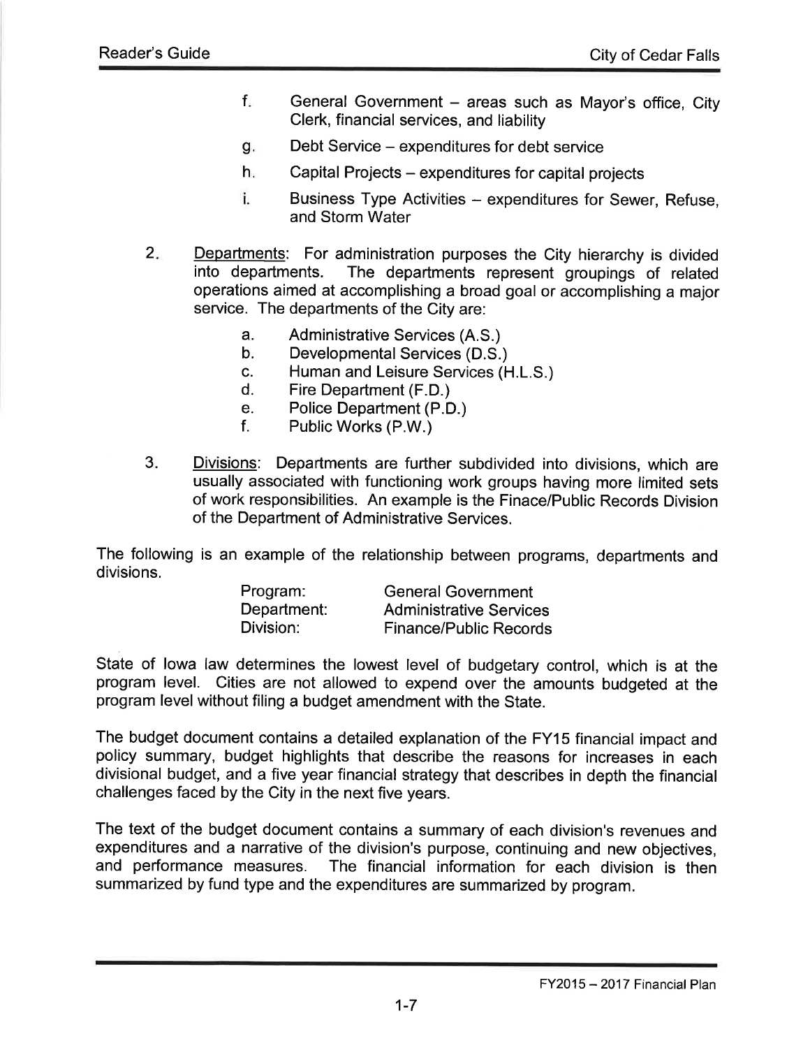f. General Government – areas such as Mayor's office, City Clerk, financial services, and liability

g. Debt Service – expenditures for debt service

h. Capital Projects – expenditures for capital projects

i. Business Type Activities – expenditures for Sewer, Refuse, and Storm Water

2. Departments: For administration purposes the City hierarchy is divided into departments. The departments represent groupings of related operations aimed at accomplishing a broad goal or accomplishing a major service. The departments of the City are:

   a. Administrative Services (A.S.)
   b. Developmental Services (D.S.)
   c. Human and Leisure Services (H.L.S.)
   d. Fire Department (F.D.)
   e. Police Department (P.D.)
   f. Public Works (P.W.)

3. Divisions: Departments are further subdivided into divisions, which are usually associated with functioning work groups having more limited sets of work responsibilities. An example is the Finace/Public Records Division of the Department of Administrative Services.

The following is an example of the relationship between programs, departments and divisions.

| | |
|---|---|
| Program: | General Government |
| Department: | Administrative Services |
| Division: | Finance/Public Records |

State of Iowa law determines the lowest level of budgetary control, which is at the program level. Cities are not allowed to expend over the amounts budgeted at the program level without filing a budget amendment with the State.

The budget document contains a detailed explanation of the FY15 financial impact and policy summary, budget highlights that describe the reasons for increases in each divisional budget, and a five year financial strategy that describes in depth the financial challenges faced by the City in the next five years.

The text of the budget document contains a summary of each division's revenues and expenditures and a narrative of the division's purpose, continuing and new objectives, and performance measures. The financial information for each division is then summarized by fund type and the expenditures are summarized by program.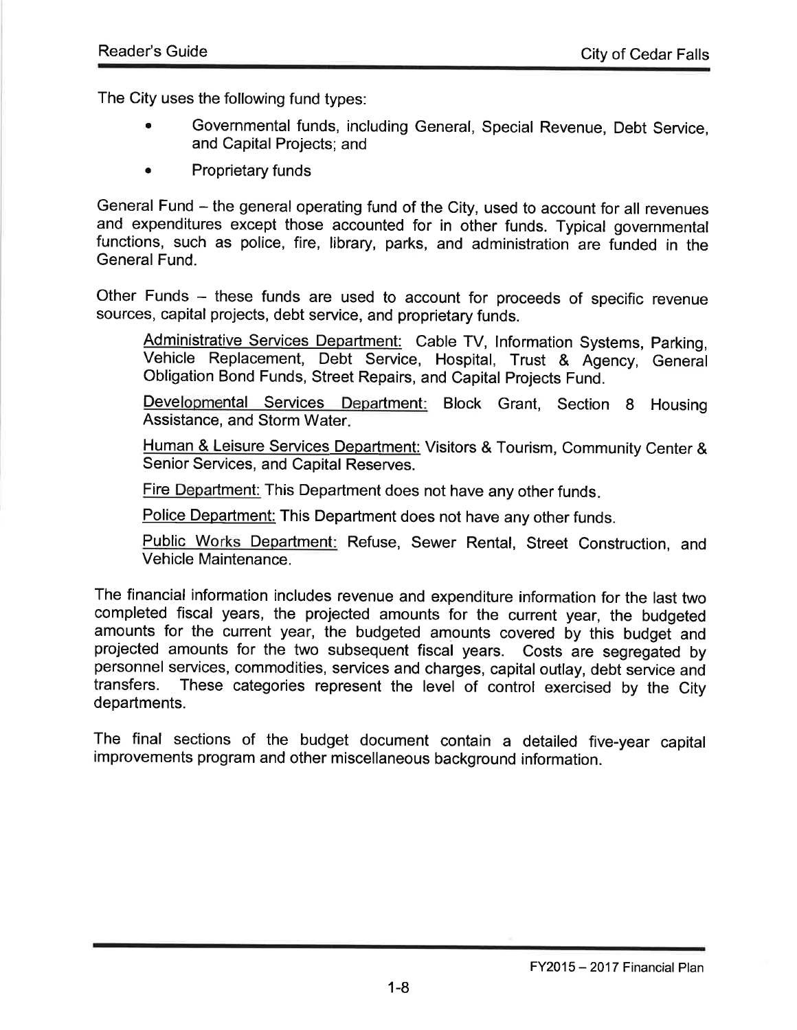The City uses the following fund types:

- Governmental funds, including General, Special Revenue, Debt Service, and Capital Projects; and
- Proprietary funds

General Fund – the general operating fund of the City, used to account for all revenues and expenditures except those accounted for in other funds. Typical governmental functions, such as police, fire, library, parks, and administration are funded in the General Fund.

Other Funds – these funds are used to account for proceeds of specific revenue sources, capital projects, debt service, and proprietary funds.

> Administrative Services Department: Cable TV, Information Systems, Parking, Vehicle Replacement, Debt Service, Hospital, Trust & Agency, General Obligation Bond Funds, Street Repairs, and Capital Projects Fund.
>
> Developmental Services Department: Block Grant, Section 8 Housing Assistance, and Storm Water.
>
> Human & Leisure Services Department: Visitors & Tourism, Community Center & Senior Services, and Capital Reserves.
>
> Fire Department: This Department does not have any other funds.
>
> Police Department: This Department does not have any other funds.
>
> Public Works Department: Refuse, Sewer Rental, Street Construction, and Vehicle Maintenance.

The financial information includes revenue and expenditure information for the last two completed fiscal years, the projected amounts for the current year, the budgeted amounts for the current year, the budgeted amounts covered by this budget and projected amounts for the two subsequent fiscal years. Costs are segregated by personnel services, commodities, services and charges, capital outlay, debt service and transfers. These categories represent the level of control exercised by the City departments.

The final sections of the budget document contain a detailed five-year capital improvements program and other miscellaneous background information.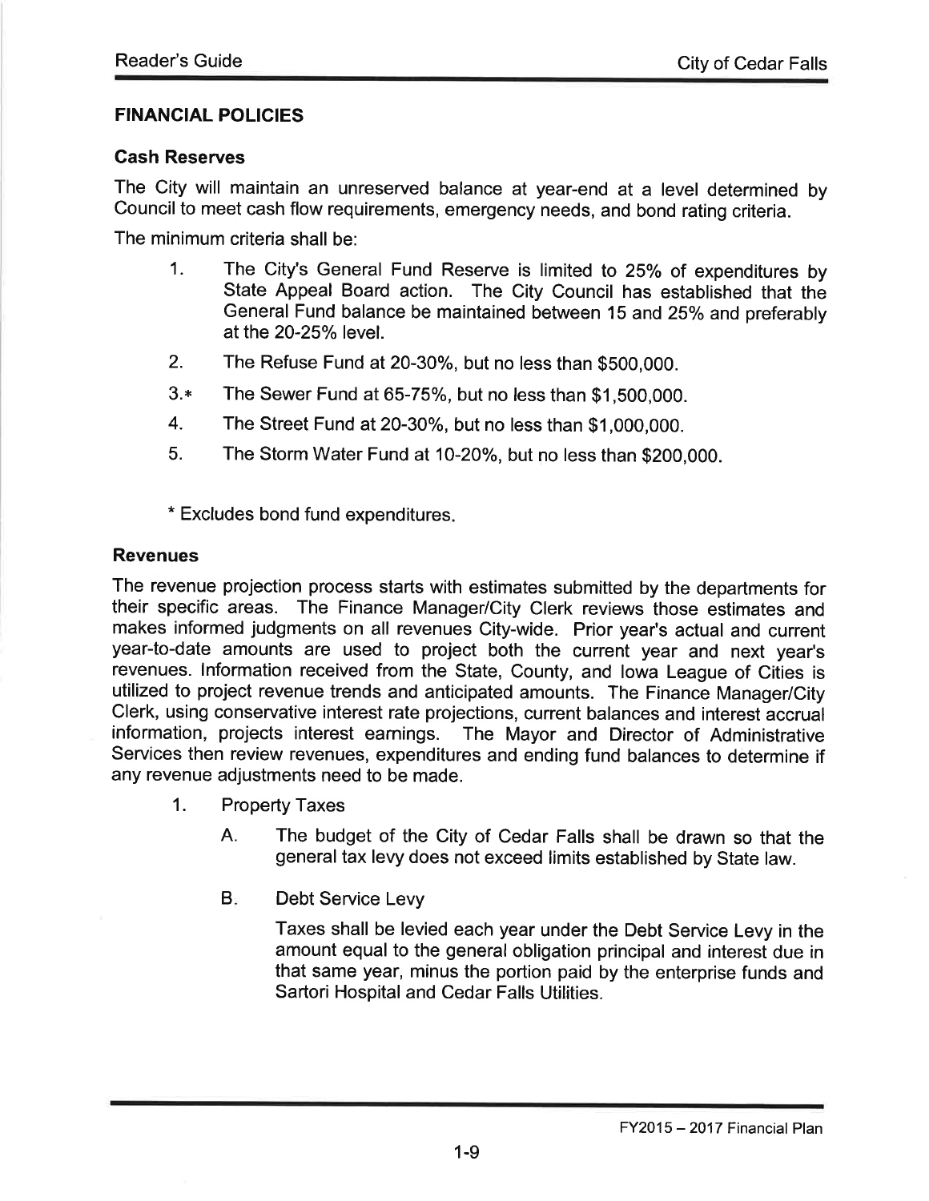## FINANCIAL POLICIES

### Cash Reserves

The City will maintain an unreserved balance at year-end at a level determined by Council to meet cash flow requirements, emergency needs, and bond rating criteria.

The minimum criteria shall be:

1. The City's General Fund Reserve is limited to 25% of expenditures by State Appeal Board action. The City Council has established that the General Fund balance be maintained between 15 and 25% and preferably at the 20-25% level.
2. The Refuse Fund at 20-30%, but no less than $500,000.
3. * The Sewer Fund at 65-75%, but no less than $1,500,000.
4. The Street Fund at 20-30%, but no less than $1,000,000.
5. The Storm Water Fund at 10-20%, but no less than $200,000.

* Excludes bond fund expenditures.

### Revenues

The revenue projection process starts with estimates submitted by the departments for their specific areas. The Finance Manager/City Clerk reviews those estimates and makes informed judgments on all revenues City-wide. Prior year's actual and current year-to-date amounts are used to project both the current year and next year's revenues. Information received from the State, County, and Iowa League of Cities is utilized to project revenue trends and anticipated amounts. The Finance Manager/City Clerk, using conservative interest rate projections, current balances and interest accrual information, projects interest earnings. The Mayor and Director of Administrative Services then review revenues, expenditures and ending fund balances to determine if any revenue adjustments need to be made.

1. Property Taxes

   A. The budget of the City of Cedar Falls shall be drawn so that the general tax levy does not exceed limits established by State law.

   B. Debt Service Levy

      Taxes shall be levied each year under the Debt Service Levy in the amount equal to the general obligation principal and interest due in that same year, minus the portion paid by the enterprise funds and Sartori Hospital and Cedar Falls Utilities.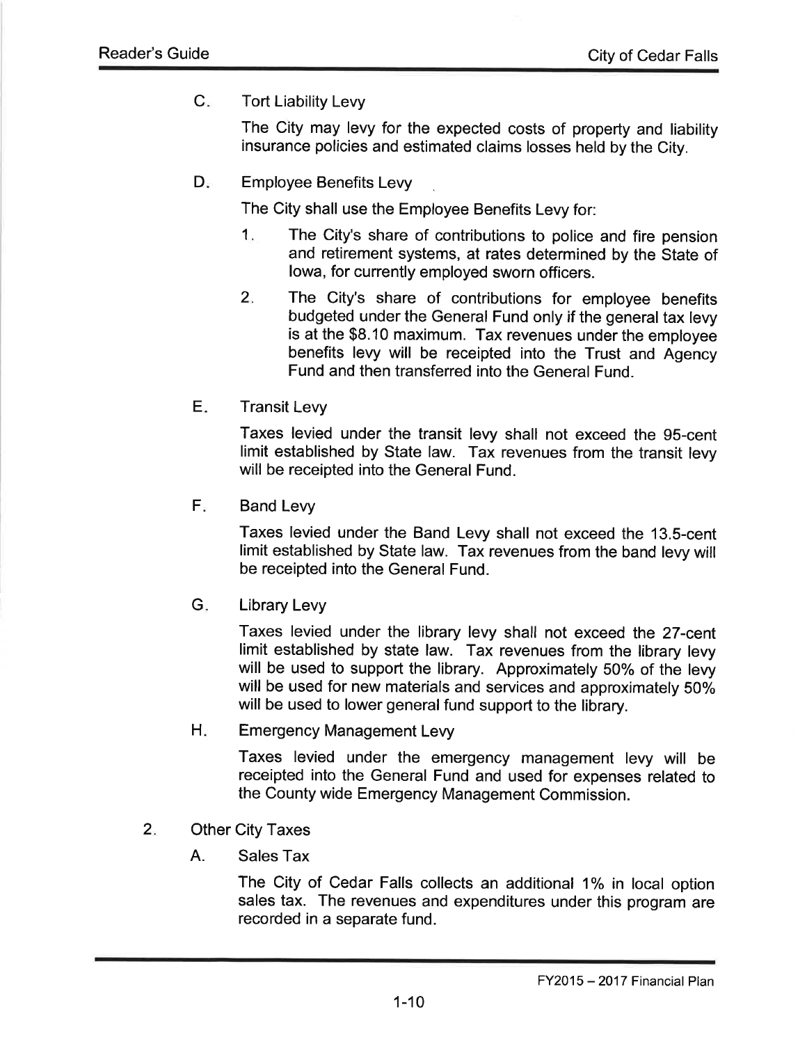C. Tort Liability Levy

The City may levy for the expected costs of property and liability insurance policies and estimated claims losses held by the City.

D. Employee Benefits Levy

The City shall use the Employee Benefits Levy for:

1. The City's share of contributions to police and fire pension and retirement systems, at rates determined by the State of Iowa, for currently employed sworn officers.

2. The City's share of contributions for employee benefits budgeted under the General Fund only if the general tax levy is at the $8.10 maximum. Tax revenues under the employee benefits levy will be receipted into the Trust and Agency Fund and then transferred into the General Fund.

E. Transit Levy

Taxes levied under the transit levy shall not exceed the 95-cent limit established by State law. Tax revenues from the transit levy will be receipted into the General Fund.

F. Band Levy

Taxes levied under the Band Levy shall not exceed the 13.5-cent limit established by State law. Tax revenues from the band levy will be receipted into the General Fund.

G. Library Levy

Taxes levied under the library levy shall not exceed the 27-cent limit established by state law. Tax revenues from the library levy will be used to support the library. Approximately 50% of the levy will be used for new materials and services and approximately 50% will be used to lower general fund support to the library.

H. Emergency Management Levy

Taxes levied under the emergency management levy will be receipted into the General Fund and used for expenses related to the County wide Emergency Management Commission.

2. Other City Taxes

A. Sales Tax

The City of Cedar Falls collects an additional 1% in local option sales tax. The revenues and expenditures under this program are recorded in a separate fund.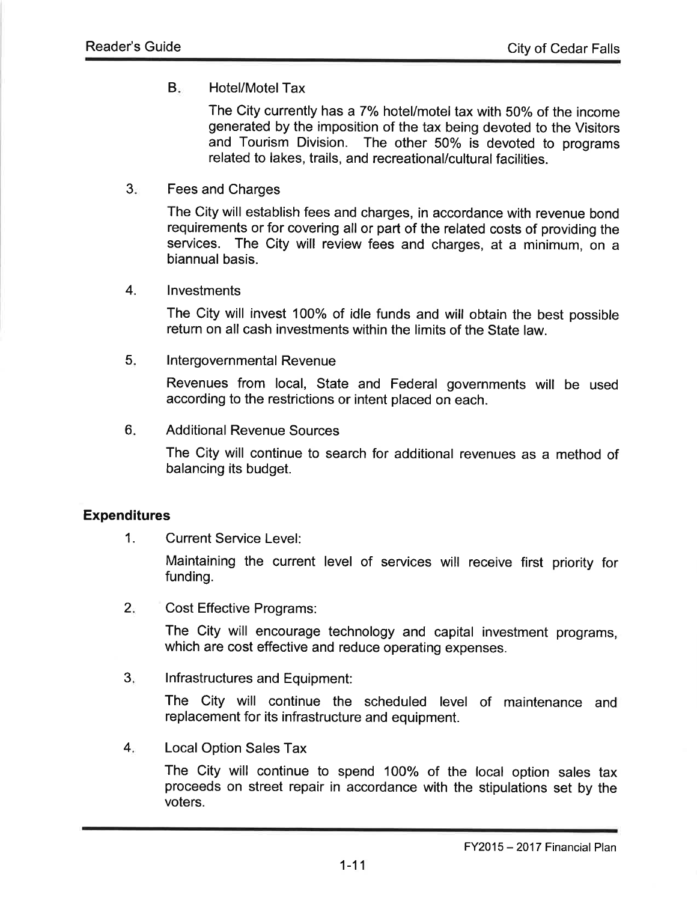B. Hotel/Motel Tax

The City currently has a 7% hotel/motel tax with 50% of the income generated by the imposition of the tax being devoted to the Visitors and Tourism Division. The other 50% is devoted to programs related to lakes, trails, and recreational/cultural facilities.

3. Fees and Charges

The City will establish fees and charges, in accordance with revenue bond requirements or for covering all or part of the related costs of providing the services. The City will review fees and charges, at a minimum, on a biannual basis.

4. Investments

The City will invest 100% of idle funds and will obtain the best possible return on all cash investments within the limits of the State law.

5. Intergovernmental Revenue

Revenues from local, State and Federal governments will be used according to the restrictions or intent placed on each.

6. Additional Revenue Sources

The City will continue to search for additional revenues as a method of balancing its budget.

## Expenditures

1. Current Service Level:

Maintaining the current level of services will receive first priority for funding.

2. Cost Effective Programs:

The City will encourage technology and capital investment programs, which are cost effective and reduce operating expenses.

3. Infrastructures and Equipment:

The City will continue the scheduled level of maintenance and replacement for its infrastructure and equipment.

4. Local Option Sales Tax

The City will continue to spend 100% of the local option sales tax proceeds on street repair in accordance with the stipulations set by the voters.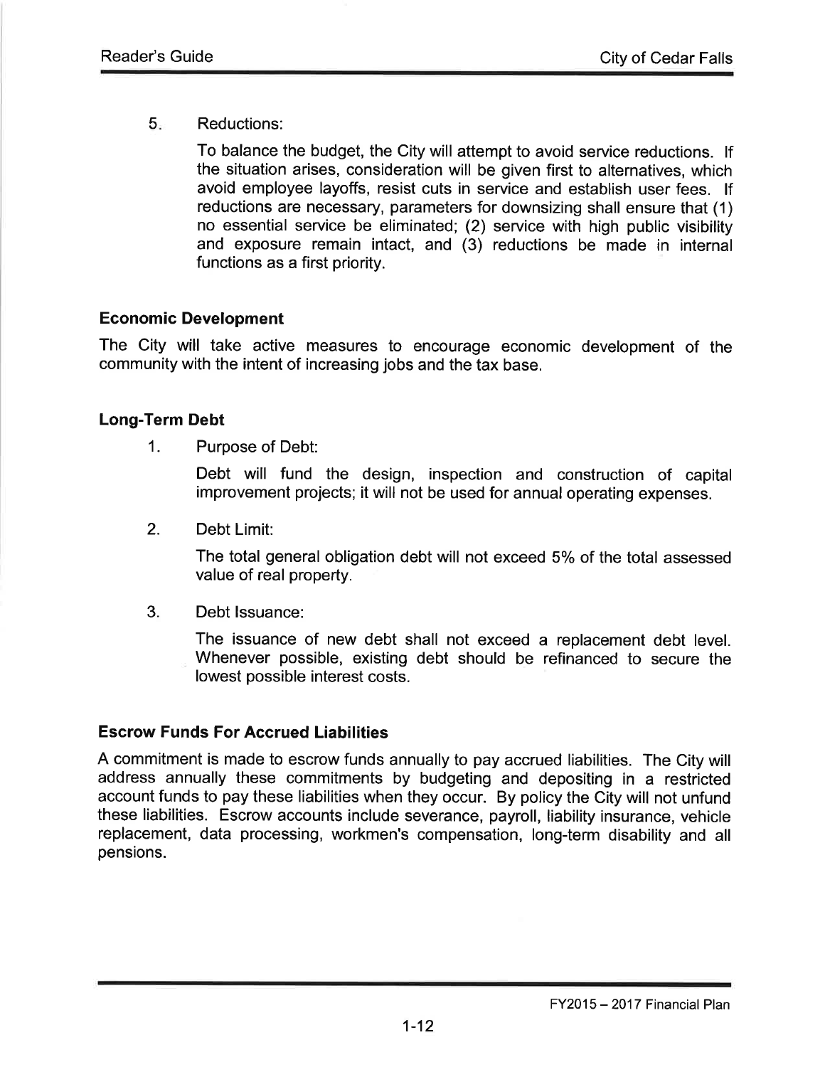5. Reductions:

   To balance the budget, the City will attempt to avoid service reductions. If the situation arises, consideration will be given first to alternatives, which avoid employee layoffs, resist cuts in service and establish user fees. If reductions are necessary, parameters for downsizing shall ensure that (1) no essential service be eliminated; (2) service with high public visibility and exposure remain intact, and (3) reductions be made in internal functions as a first priority.

### Economic Development

The City will take active measures to encourage economic development of the community with the intent of increasing jobs and the tax base.

### Long-Term Debt

1. Purpose of Debt:

   Debt will fund the design, inspection and construction of capital improvement projects; it will not be used for annual operating expenses.

2. Debt Limit:

   The total general obligation debt will not exceed 5% of the total assessed value of real property.

3. Debt Issuance:

   The issuance of new debt shall not exceed a replacement debt level. Whenever possible, existing debt should be refinanced to secure the lowest possible interest costs.

### Escrow Funds For Accrued Liabilities

A commitment is made to escrow funds annually to pay accrued liabilities. The City will address annually these commitments by budgeting and depositing in a restricted account funds to pay these liabilities when they occur. By policy the City will not unfund these liabilities. Escrow accounts include severance, payroll, liability insurance, vehicle replacement, data processing, workmen's compensation, long-term disability and all pensions.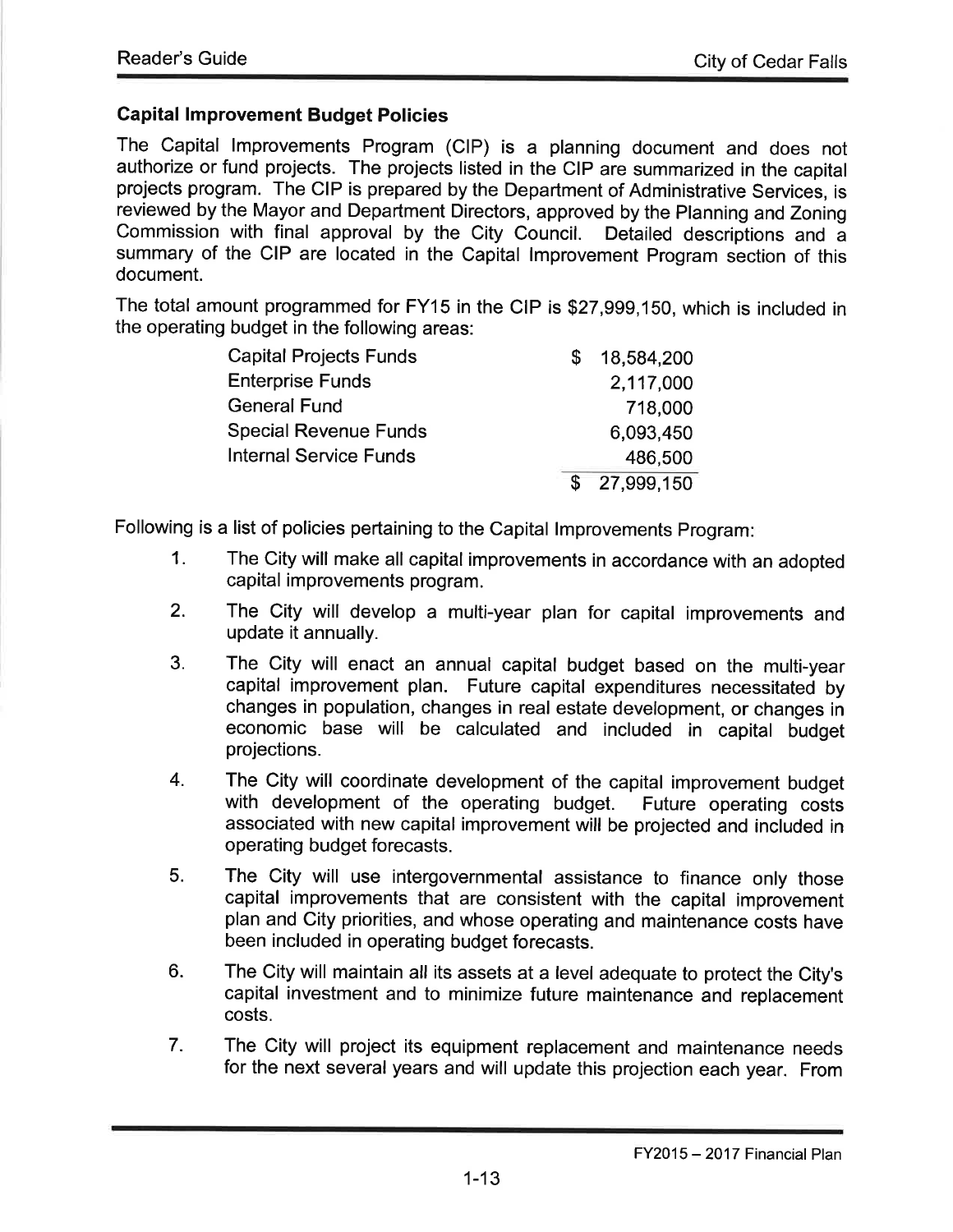## Capital Improvement Budget Policies

The Capital Improvements Program (CIP) is a planning document and does not authorize or fund projects. The projects listed in the CIP are summarized in the capital projects program. The CIP is prepared by the Department of Administrative Services, is reviewed by the Mayor and Department Directors, approved by the Planning and Zoning Commission with final approval by the City Council. Detailed descriptions and a summary of the CIP are located in the Capital Improvement Program section of this document.

The total amount programmed for FY15 in the CIP is $27,999,150, which is included in the operating budget in the following areas:

| | |
|---|---:|
| Capital Projects Funds | $ 18,584,200 |
| Enterprise Funds | 2,117,000 |
| General Fund | 718,000 |
| Special Revenue Funds | 6,093,450 |
| Internal Service Funds | 486,500 |
| | $ 27,999,150 |

Following is a list of policies pertaining to the Capital Improvements Program:

1. The City will make all capital improvements in accordance with an adopted capital improvements program.
2. The City will develop a multi-year plan for capital improvements and update it annually.
3. The City will enact an annual capital budget based on the multi-year capital improvement plan. Future capital expenditures necessitated by changes in population, changes in real estate development, or changes in economic base will be calculated and included in capital budget projections.
4. The City will coordinate development of the capital improvement budget with development of the operating budget. Future operating costs associated with new capital improvement will be projected and included in operating budget forecasts.
5. The City will use intergovernmental assistance to finance only those capital improvements that are consistent with the capital improvement plan and City priorities, and whose operating and maintenance costs have been included in operating budget forecasts.
6. The City will maintain all its assets at a level adequate to protect the City's capital investment and to minimize future maintenance and replacement costs.
7. The City will project its equipment replacement and maintenance needs for the next several years and will update this projection each year. From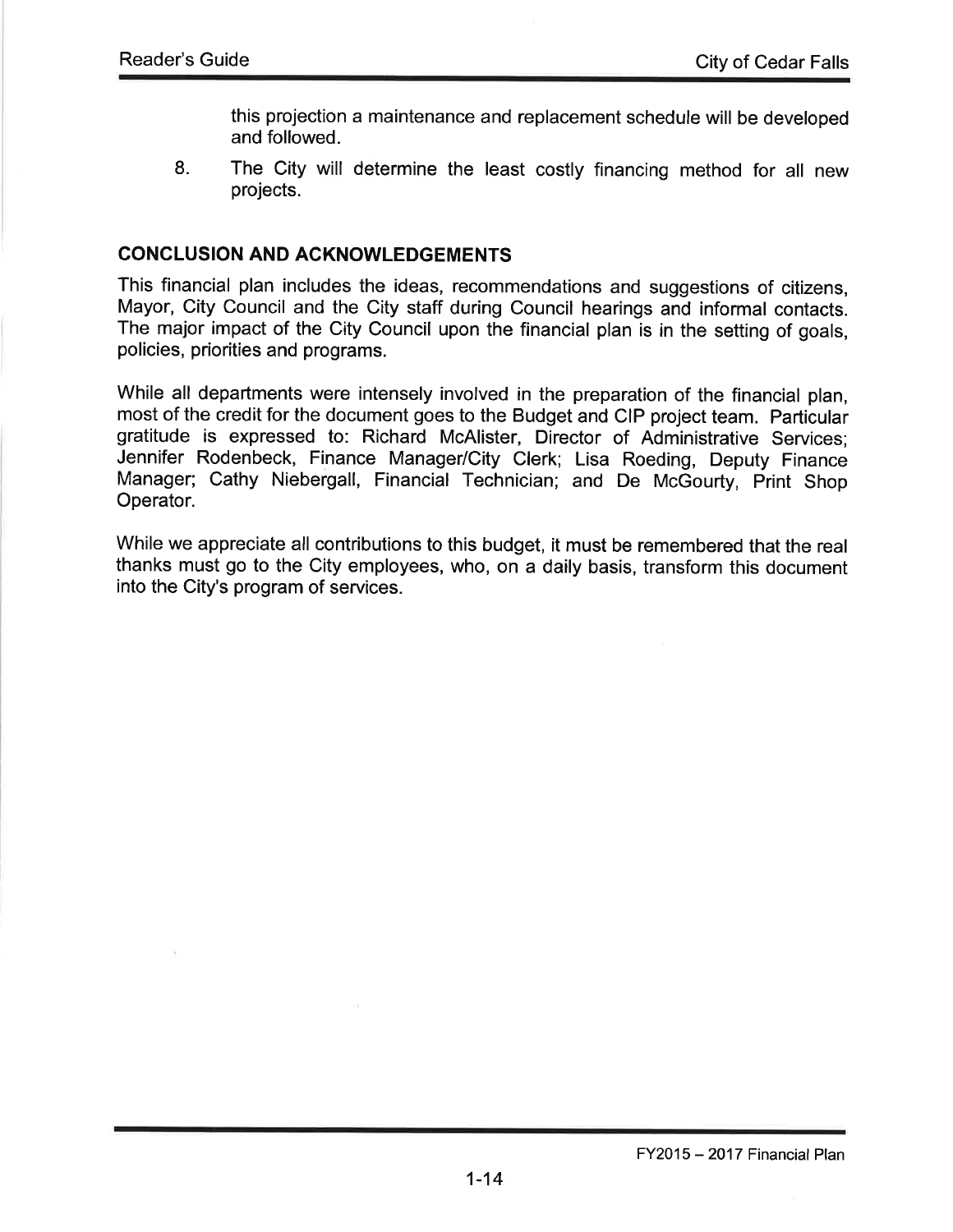this projection a maintenance and replacement schedule will be developed and followed.

8. The City will determine the least costly financing method for all new projects.

## CONCLUSION AND ACKNOWLEDGEMENTS

This financial plan includes the ideas, recommendations and suggestions of citizens, Mayor, City Council and the City staff during Council hearings and informal contacts. The major impact of the City Council upon the financial plan is in the setting of goals, policies, priorities and programs.

While all departments were intensely involved in the preparation of the financial plan, most of the credit for the document goes to the Budget and CIP project team. Particular gratitude is expressed to: Richard McAlister, Director of Administrative Services; Jennifer Rodenbeck, Finance Manager/City Clerk; Lisa Roeding, Deputy Finance Manager; Cathy Niebergall, Financial Technician; and De McGourty, Print Shop Operator.

While we appreciate all contributions to this budget, it must be remembered that the real thanks must go to the City employees, who, on a daily basis, transform this document into the City's program of services.